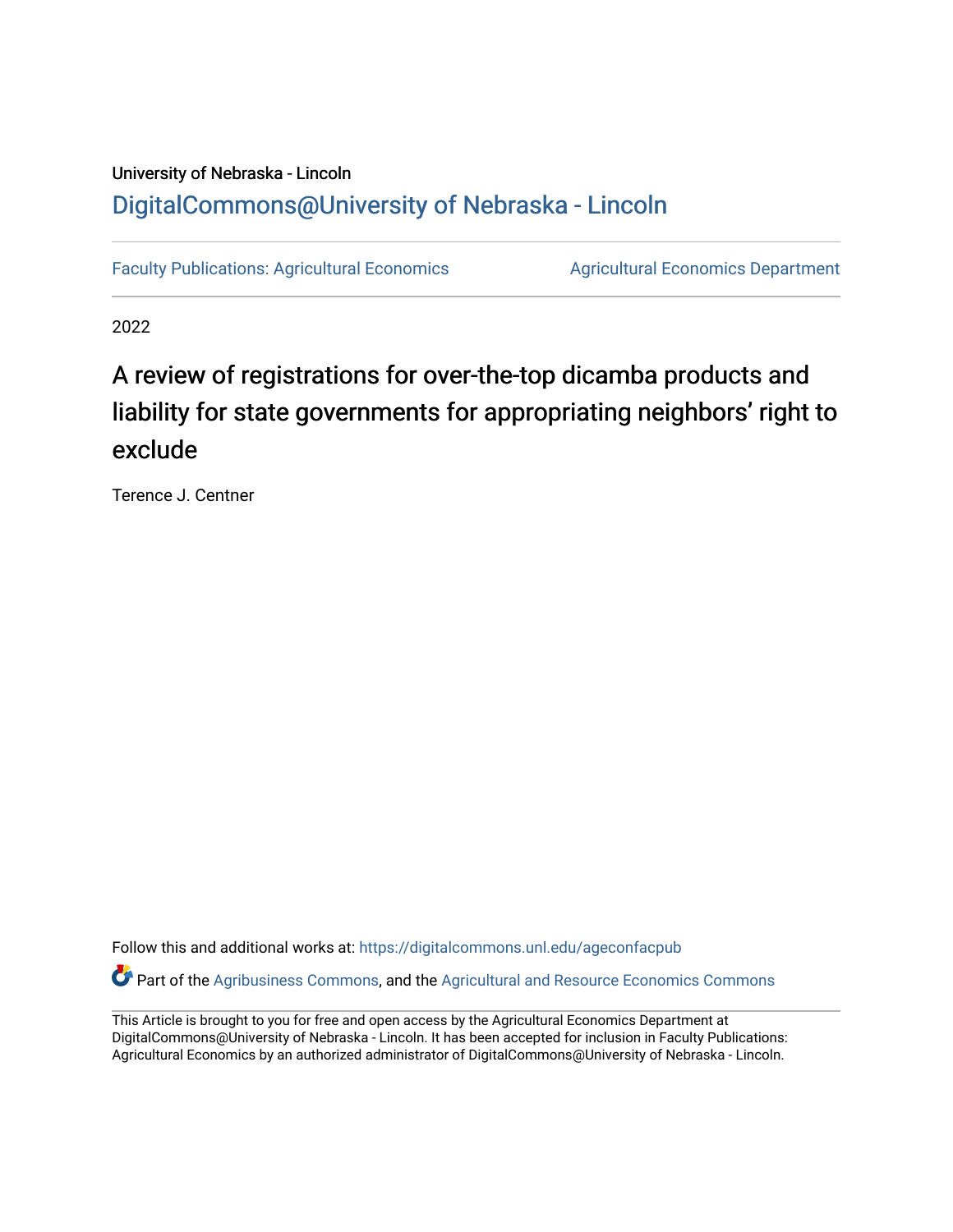University of Nebraska - Lincoln

## DigitalCommons@University of Nebraska - Lincoln

Faculty Publications: Agricultural Economics    Agricultural Economics Department

2022

# A review of registrations for over-the-top dicamba products and liability for state governments for appropriating neighbors' right to exclude

Terence J. Centner

Follow this and additional works at: https://digitalcommons.unl.edu/ageconfacpub

Part of the Agribusiness Commons, and the Agricultural and Resource Economics Commons

This Article is brought to you for free and open access by the Agricultural Economics Department at DigitalCommons@University of Nebraska - Lincoln. It has been accepted for inclusion in Faculty Publications: Agricultural Economics by an authorized administrator of DigitalCommons@University of Nebraska - Lincoln.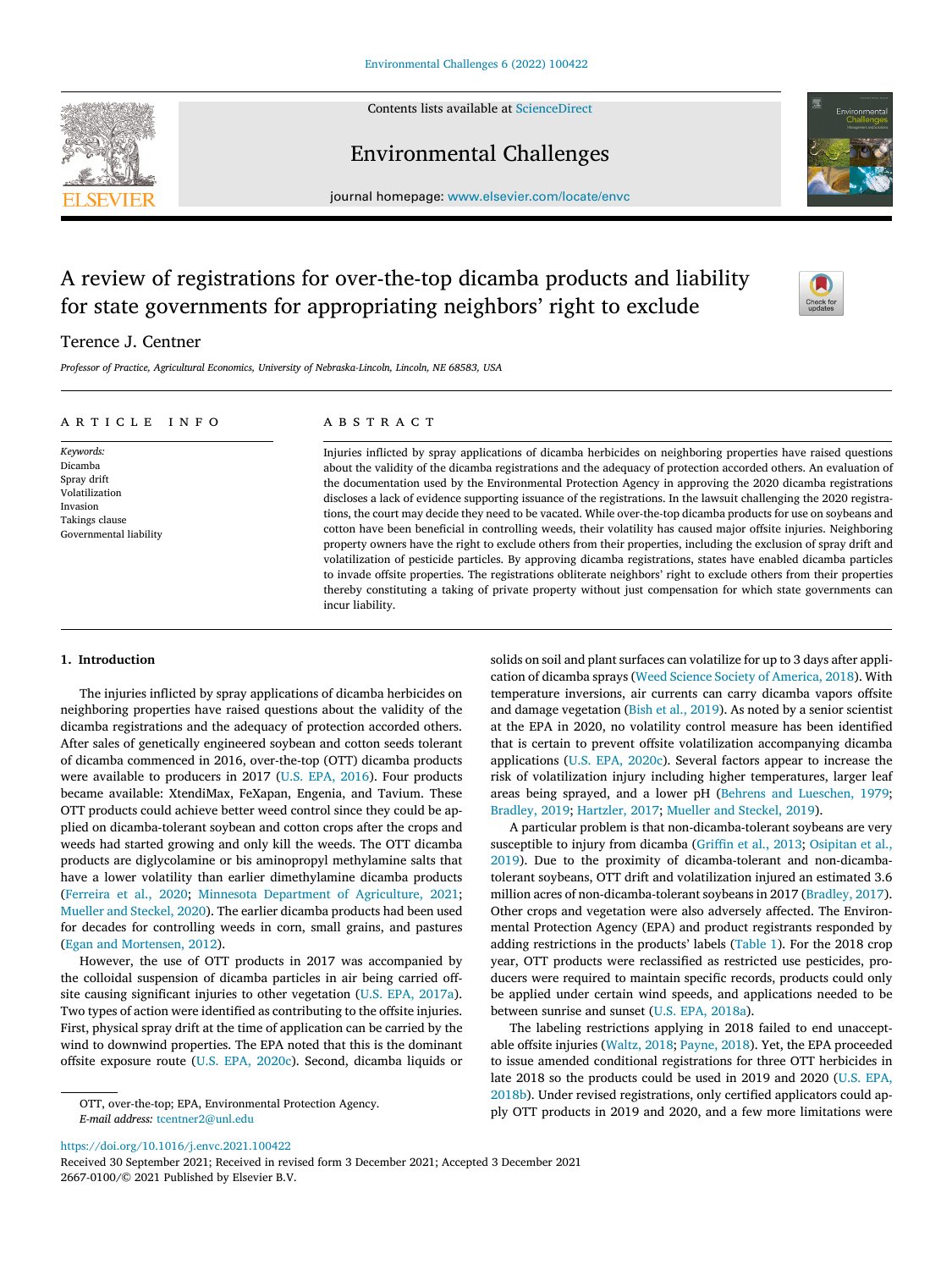# A review of registrations for over-the-top dicamba products and liability for state governments for appropriating neighbors' right to exclude

Terence J. Centner

*Professor of Practice, Agricultural Economics, University of Nebraska-Lincoln, Lincoln, NE 68583, USA*

## ARTICLE INFO

*Keywords:*
Dicamba
Spray drift
Volatilization
Invasion
Takings clause
Governmental liability

## ABSTRACT

Injuries inflicted by spray applications of dicamba herbicides on neighboring properties have raised questions about the validity of the dicamba registrations and the adequacy of protection accorded others. An evaluation of the documentation used by the Environmental Protection Agency in approving the 2020 dicamba registrations discloses a lack of evidence supporting issuance of the registrations. In the lawsuit challenging the 2020 registrations, the court may decide they need to be vacated. While over-the-top dicamba products for use on soybeans and cotton have been beneficial in controlling weeds, their volatility has caused major offsite injuries. Neighboring property owners have the right to exclude others from their properties, including the exclusion of spray drift and volatilization of pesticide particles. By approving dicamba registrations, states have enabled dicamba particles to invade offsite properties. The registrations obliterate neighbors' right to exclude others from their properties thereby constituting a taking of private property without just compensation for which state governments can incur liability.

## 1. Introduction

The injuries inflicted by spray applications of dicamba herbicides on neighboring properties have raised questions about the validity of the dicamba registrations and the adequacy of protection accorded others. After sales of genetically engineered soybean and cotton seeds tolerant of dicamba commenced in 2016, over-the-top (OTT) dicamba products were available to producers in 2017 (U.S. EPA, 2016). Four products became available: XtendiMax, FeXapan, Engenia, and Tavium. These OTT products could achieve better weed control since they could be applied on dicamba-tolerant soybean and cotton crops after the crops and weeds had started growing and only kill the weeds. The OTT dicamba products are diglycolamine or bis aminopropyl methylamine salts that have a lower volatility than earlier dimethylamine dicamba products (Ferreira et al., 2020; Minnesota Department of Agriculture, 2021; Mueller and Steckel, 2020). The earlier dicamba products had been used for decades for controlling weeds in corn, small grains, and pastures (Egan and Mortensen, 2012).

However, the use of OTT products in 2017 was accompanied by the colloidal suspension of dicamba particles in air being carried offsite causing significant injuries to other vegetation (U.S. EPA, 2017a). Two types of action were identified as contributing to the offsite injuries. First, physical spray drift at the time of application can be carried by the wind to downwind properties. The EPA noted that this is the dominant offsite exposure route (U.S. EPA, 2020c). Second, dicamba liquids or solids on soil and plant surfaces can volatilize for up to 3 days after application of dicamba sprays (Weed Science Society of America, 2018). With temperature inversions, air currents can carry dicamba vapors offsite and damage vegetation (Bish et al., 2019). As noted by a senior scientist at the EPA in 2020, no volatility control measure has been identified that is certain to prevent offsite volatilization accompanying dicamba applications (U.S. EPA, 2020c). Several factors appear to increase the risk of volatilization injury including higher temperatures, larger leaf areas being sprayed, and a lower pH (Behrens and Lueschen, 1979; Bradley, 2019; Hartzler, 2017; Mueller and Steckel, 2019).

A particular problem is that non-dicamba-tolerant soybeans are very susceptible to injury from dicamba (Griffin et al., 2013; Osipitan et al., 2019). Due to the proximity of dicamba-tolerant and non-dicamba-tolerant soybeans, OTT drift and volatilization injured an estimated 3.6 million acres of non-dicamba-tolerant soybeans in 2017 (Bradley, 2017). Other crops and vegetation were also adversely affected. The Environmental Protection Agency (EPA) and product registrants responded by adding restrictions in the products' labels (Table 1). For the 2018 crop year, OTT products were reclassified as restricted use pesticides, producers were required to maintain specific records, products could only be applied under certain wind speeds, and applications needed to be between sunrise and sunset (U.S. EPA, 2018a).

The labeling restrictions applying in 2018 failed to end unacceptable offsite injuries (Waltz, 2018; Payne, 2018). Yet, the EPA proceeded to issue amended conditional registrations for three OTT herbicides in late 2018 so the products could be used in 2019 and 2020 (U.S. EPA, 2018b). Under revised registrations, only certified applicators could apply OTT products in 2019 and 2020, and a few more limitations were

OTT, over-the-top; EPA, Environmental Protection Agency.
*E-mail address:* tcentner2@unl.edu

https://doi.org/10.1016/j.envc.2021.100422
Received 30 September 2021; Received in revised form 3 December 2021; Accepted 3 December 2021
2667-0100/© 2021 Published by Elsevier B.V.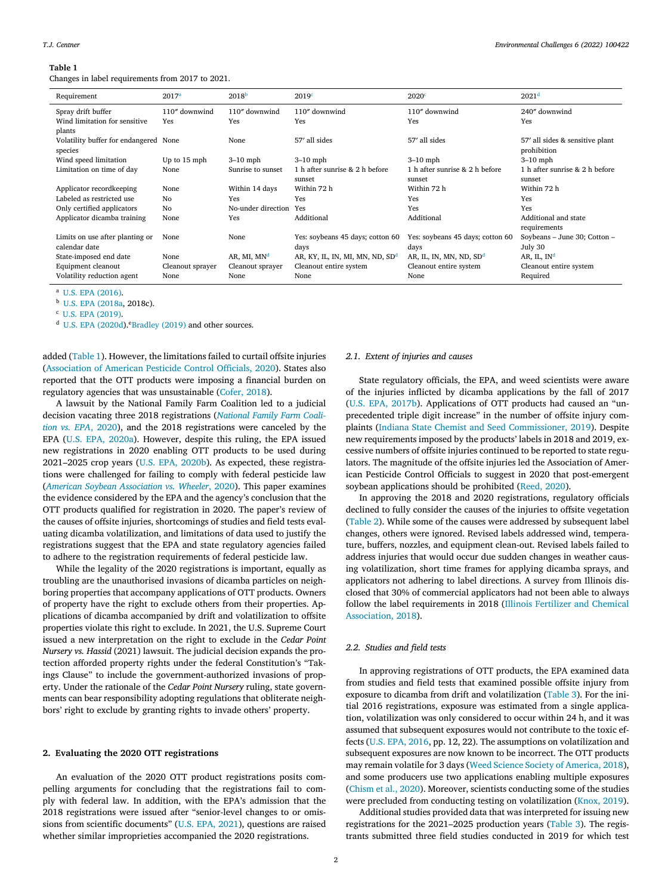**Table 1**
Changes in label requirements from 2017 to 2021.

| Requirement | 2017[a] | 2018[b] | 2019[c] | 2020[c] | 2021[d] |
|---|---|---|---|---|---|
| Spray drift buffer | 110″ downwind | 110″ downwind | 110″ downwind | 110″ downwind | 240″ downwind |
| Wind limitation for sensitive plants | Yes | Yes | Yes | Yes | Yes |
| Volatility buffer for endangered species | None | None | 57′ all sides | 57′ all sides | 57′ all sides & sensitive plant prohibition |
| Wind speed limitation | Up to 15 mph | 3–10 mph | 3–10 mph | 3–10 mph | 3–10 mph |
| Limitation on time of day | None | Sunrise to sunset | 1 h after sunrise & 2 h before sunset | 1 h after sunrise & 2 h before sunset | 1 h after sunrise & 2 h before sunset |
| Applicator recordkeeping | None | Within 14 days | Within 72 h | Within 72 h | Within 72 h |
| Labeled as restricted use | No | Yes | Yes | Yes | Yes |
| Only certified applicators | No | No-under direction | Yes | Yes | Yes |
| Applicator dicamba training | None | Yes | Additional | Additional | Additional and state requirements |
| Limits on use after planting or calendar date | None | None | Yes: soybeans 45 days; cotton 60 days | Yes: soybeans 45 days; cotton 60 days | Soybeans – June 30; Cotton – July 30 |
| State-imposed end date | None | AR, MI, MN[d] | AR, KY, IL, IN, MI, MN, ND, SD[d] | AR, IL, IN, MN, ND, SD[d] | AR, IL, IN[d] |
| Equipment cleanout | Cleanout sprayer | Cleanout sprayer | Cleanout entire system | Cleanout entire system | Cleanout entire system |
| Volatility reduction agent | None | None | None | None | Required |

[a] U.S. EPA (2016).
[b] U.S. EPA (2018a, 2018c).
[c] U.S. EPA (2019).
[d] U.S. EPA (2020d).[e]Bradley (2019) and other sources.

added (Table 1). However, the limitations failed to curtail offsite injuries (Association of American Pesticide Control Officials, 2020). States also reported that the OTT products were imposing a financial burden on regulatory agencies that was unsustainable (Cofer, 2018).

A lawsuit by the National Family Farm Coalition led to a judicial decision vacating three 2018 registrations (*National Family Farm Coalition vs. EPA*, 2020), and the 2018 registrations were canceled by the EPA (U.S. EPA, 2020a). However, despite this ruling, the EPA issued new registrations in 2020 enabling OTT products to be used during 2021–2025 crop years (U.S. EPA, 2020b). As expected, these registrations were challenged for failing to comply with federal pesticide law (*American Soybean Association vs. Wheeler*, 2020). This paper examines the evidence considered by the EPA and the agency's conclusion that the OTT products qualified for registration in 2020. The paper's review of the causes of offsite injuries, shortcomings of studies and field tests evaluating dicamba volatilization, and limitations of data used to justify the registrations suggest that the EPA and state regulatory agencies failed to adhere to the registration requirements of federal pesticide law.

While the legality of the 2020 registrations is important, equally as troubling are the unauthorised invasions of dicamba particles on neighboring properties that accompany applications of OTT products. Owners of property have the right to exclude others from their properties. Applications of dicamba accompanied by drift and volatilization to offsite properties violate this right to exclude. In 2021, the U.S. Supreme Court issued a new interpretation on the right to exclude in the *Cedar Point Nursery vs. Hassid* (2021) lawsuit. The judicial decision expands the protection afforded property rights under the federal Constitution's "Takings Clause" to include the government-authorized invasions of property. Under the rationale of the *Cedar Point Nursery* ruling, state governments can bear responsibility adopting regulations that obliterate neighbors' right to exclude by granting rights to invade others' property.

## 2. Evaluating the 2020 OTT registrations

An evaluation of the 2020 OTT product registrations posits compelling arguments for concluding that the registrations fail to comply with federal law. In addition, with the EPA's admission that the 2018 registrations were issued after "senior-level changes to or omissions from scientific documents" (U.S. EPA, 2021), questions are raised whether similar improprieties accompanied the 2020 registrations.

### 2.1. Extent of injuries and causes

State regulatory officials, the EPA, and weed scientists were aware of the injuries inflicted by dicamba applications by the fall of 2017 (U.S. EPA, 2017b). Applications of OTT products had caused an "unprecedented triple digit increase" in the number of offsite injury complaints (Indiana State Chemist and Seed Commissioner, 2019). Despite new requirements imposed by the products' labels in 2018 and 2019, excessive numbers of offsite injuries continued to be reported to state regulators. The magnitude of the offsite injuries led the Association of American Pesticide Control Officials to suggest in 2020 that post-emergent soybean applications should be prohibited (Reed, 2020).

In approving the 2018 and 2020 registrations, regulatory officials declined to fully consider the causes of the injuries to offsite vegetation (Table 2). While some of the causes were addressed by subsequent label changes, others were ignored. Revised labels addressed wind, temperature, buffers, nozzles, and equipment clean-out. Revised labels failed to address injuries that would occur due sudden changes in weather causing volatilization, short time frames for applying dicamba sprays, and applicators not adhering to label directions. A survey from Illinois disclosed that 30% of commercial applicators had not been able to always follow the label requirements in 2018 (Illinois Fertilizer and Chemical Association, 2018).

### 2.2. Studies and field tests

In approving registrations of OTT products, the EPA examined data from studies and field tests that examined possible offsite injury from exposure to dicamba from drift and volatilization (Table 3). For the initial 2016 registrations, exposure was estimated from a single application, volatilization was only considered to occur within 24 h, and it was assumed that subsequent exposures would not contribute to the toxic effects (U.S. EPA, 2016, pp. 12, 22). The assumptions on volatilization and subsequent exposures are now known to be incorrect. The OTT products may remain volatile for 3 days (Weed Science Society of America, 2018), and some producers use two applications enabling multiple exposures (Chism et al., 2020). Moreover, scientists conducting some of the studies were precluded from conducting testing on volatilization (Knox, 2019).

Additional studies provided data that was interpreted for issuing new registrations for the 2021–2025 production years (Table 3). The registrants submitted three field studies conducted in 2019 for which test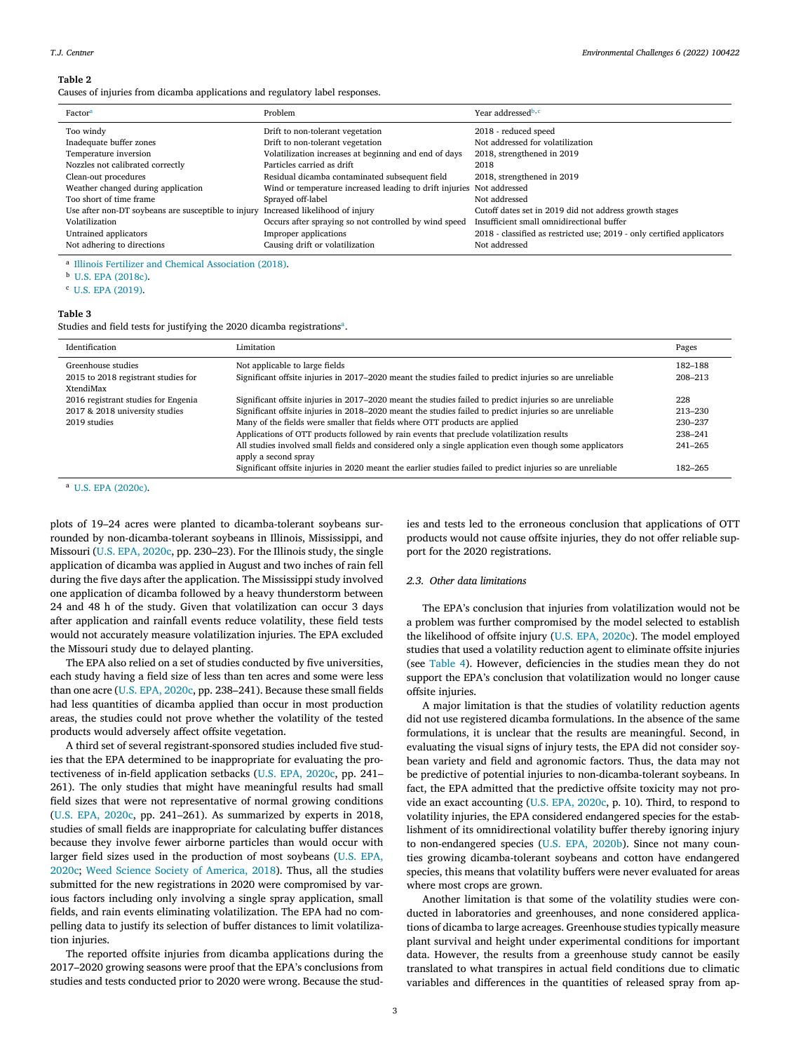**Table 2**
Causes of injuries from dicamba applications and regulatory label responses.

| Factor[a] | Problem | Year addressed[b,c] |
|---|---|---|
| Too windy | Drift to non-tolerant vegetation | 2018 - reduced speed |
| Inadequate buffer zones | Drift to non-tolerant vegetation | Not addressed for volatilization |
| Temperature inversion | Volatilization increases at beginning and end of days | 2018, strengthened in 2019 |
| Nozzles not calibrated correctly | Particles carried as drift | 2018 |
| Clean-out procedures | Residual dicamba contaminated subsequent field | 2018, strengthened in 2019 |
| Weather changed during application | Wind or temperature increased leading to drift injuries | Not addressed |
| Too short of time frame | Sprayed off-label | Not addressed |
| Use after non-DT soybeans are susceptible to injury | Increased likelihood of injury | Cutoff dates set in 2019 did not address growth stages |
| Volatilization | Occurs after spraying so not controlled by wind speed | Insufficient small omnidirectional buffer |
| Untrained applicators | Improper applications | 2018 - classified as restricted use; 2019 - only certified applicators |
| Not adhering to directions | Causing drift or volatilization | Not addressed |

[a] Illinois Fertilizer and Chemical Association (2018).
[b] U.S. EPA (2018c).
[c] U.S. EPA (2019).

**Table 3**
Studies and field tests for justifying the 2020 dicamba registrations[a].

| Identification | Limitation | Pages |
|---|---|---|
| Greenhouse studies | Not applicable to large fields | 182–188 |
| 2015 to 2018 registrant studies for XtendiMax | Significant offsite injuries in 2017–2020 meant the studies failed to predict injuries so are unreliable | 208–213 |
| 2016 registrant studies for Engenia | Significant offsite injuries in 2017–2020 meant the studies failed to predict injuries so are unreliable | 228 |
| 2017 & 2018 university studies | Significant offsite injuries in 2018–2020 meant the studies failed to predict injuries so are unreliable | 213–230 |
| 2019 studies | Many of the fields were smaller that fields where OTT products are applied | 230–237 |
| | Applications of OTT products followed by rain events that preclude volatilization results | 238–241 |
| | All studies involved small fields and considered only a single application even though some applicators apply a second spray | 241–265 |
| | Significant offsite injuries in 2020 meant the earlier studies failed to predict injuries so are unreliable | 182–265 |

[a] U.S. EPA (2020c).

plots of 19–24 acres were planted to dicamba-tolerant soybeans surrounded by non-dicamba-tolerant soybeans in Illinois, Mississippi, and Missouri (U.S. EPA, 2020c, pp. 230–23). For the Illinois study, the single application of dicamba was applied in August and two inches of rain fell during the five days after the application. The Mississippi study involved one application of dicamba followed by a heavy thunderstorm between 24 and 48 h of the study. Given that volatilization can occur 3 days after application and rainfall events reduce volatility, these field tests would not accurately measure volatilization injuries. The EPA excluded the Missouri study due to delayed planting.

The EPA also relied on a set of studies conducted by five universities, each study having a field size of less than ten acres and some were less than one acre (U.S. EPA, 2020c, pp. 238–241). Because these small fields had less quantities of dicamba applied than occur in most production areas, the studies could not prove whether the volatility of the tested products would adversely affect offsite vegetation.

A third set of several registrant-sponsored studies included five studies that the EPA determined to be inappropriate for evaluating the protectiveness of in-field application setbacks (U.S. EPA, 2020c, pp. 241–261). The only studies that might have meaningful results had small field sizes that were not representative of normal growing conditions (U.S. EPA, 2020c, pp. 241–261). As summarized by experts in 2018, studies of small fields are inappropriate for calculating buffer distances because they involve fewer airborne particles than would occur with larger field sizes used in the production of most soybeans (U.S. EPA, 2020c; Weed Science Society of America, 2018). Thus, all the studies submitted for the new registrations in 2020 were compromised by various factors including only involving a single spray application, small fields, and rain events eliminating volatilization. The EPA had no compelling data to justify its selection of buffer distances to limit volatilization injuries.

The reported offsite injuries from dicamba applications during the 2017–2020 growing seasons were proof that the EPA's conclusions from studies and tests conducted prior to 2020 were wrong. Because the studies and tests led to the erroneous conclusion that applications of OTT products would not cause offsite injuries, they do not offer reliable support for the 2020 registrations.

### 2.3. Other data limitations

The EPA's conclusion that injuries from volatilization would not be a problem was further compromised by the model selected to establish the likelihood of offsite injury (U.S. EPA, 2020c). The model employed studies that used a volatility reduction agent to eliminate offsite injuries (see Table 4). However, deficiencies in the studies mean they do not support the EPA's conclusion that volatilization would no longer cause offsite injuries.

A major limitation is that the studies of volatility reduction agents did not use registered dicamba formulations. In the absence of the same formulations, it is unclear that the results are meaningful. Second, in evaluating the visual signs of injury tests, the EPA did not consider soybean variety and field and agronomic factors. Thus, the data may not be predictive of potential injuries to non-dicamba-tolerant soybeans. In fact, the EPA admitted that the predictive offsite toxicity may not provide an exact accounting (U.S. EPA, 2020c, p. 10). Third, to respond to volatility injuries, the EPA considered endangered species for the establishment of its omnidirectional volatility buffer thereby ignoring injury to non-endangered species (U.S. EPA, 2020b). Since not many counties growing dicamba-tolerant soybeans and cotton have endangered species, this means that volatility buffers were never evaluated for areas where most crops are grown.

Another limitation is that some of the volatility studies were conducted in laboratories and greenhouses, and none considered applications of dicamba to large acreages. Greenhouse studies typically measure plant survival and height under experimental conditions for important data. However, the results from a greenhouse study cannot be easily translated to what transpires in actual field conditions due to climatic variables and differences in the quantities of released spray from ap-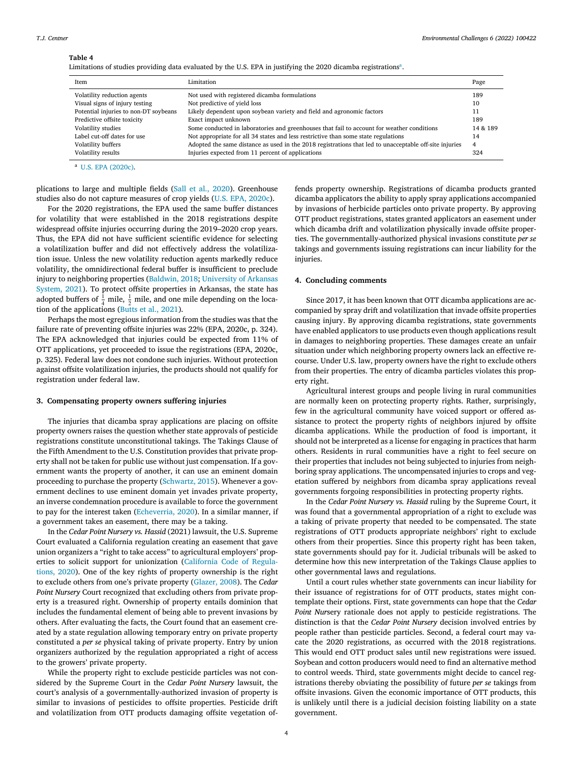**Table 4**

Limitations of studies providing data evaluated by the U.S. EPA in justifying the 2020 dicamba registrations[a].

| Item | Limitation | Page |
|---|---|---|
| Volatility reduction agents | Not used with registered dicamba formulations | 189 |
| Visual signs of injury testing | Not predictive of yield loss | 10 |
| Potential injuries to non-DT soybeans | Likely dependent upon soybean variety and field and agronomic factors | 11 |
| Predictive offsite toxicity | Exact impact unknown | 189 |
| Volatility studies | Some conducted in laboratories and greenhouses that fail to account for weather conditions | 14 & 189 |
| Label cut-off dates for use | Not appropriate for all 34 states and less restrictive than some state regulations | 14 |
| Volatility buffers | Adopted the same distance as used in the 2018 registrations that led to unacceptable off-site injuries | 4 |
| Volatility results | Injuries expected from 11 percent of applications | 324 |

[a] U.S. EPA (2020c).

plications to large and multiple fields (Sall et al., 2020). Greenhouse studies also do not capture measures of crop yields (U.S. EPA, 2020c).

For the 2020 registrations, the EPA used the same buffer distances for volatility that were established in the 2018 registrations despite widespread offsite injuries occurring during the 2019–2020 crop years. Thus, the EPA did not have sufficient scientific evidence for selecting a volatilization buffer and did not effectively address the volatilization issue. Unless the new volatility reduction agents markedly reduce volatility, the omnidirectional federal buffer is insufficient to preclude injury to neighboring properties (Baldwin, 2018; University of Arkansas System, 2021). To protect offsite properties in Arkansas, the state has adopted buffers of $\frac{1}{4}$ mile, $\frac{1}{2}$ mile, and one mile depending on the location of the applications (Butts et al., 2021).

Perhaps the most egregious information from the studies was that the failure rate of preventing offsite injuries was 22% (EPA, 2020c, p. 324). The EPA acknowledged that injuries could be expected from 11% of OTT applications, yet proceeded to issue the registrations (EPA, 2020c, p. 325). Federal law does not condone such injuries. Without protection against offsite volatilization injuries, the products should not qualify for registration under federal law.

## 3. Compensating property owners suffering injuries

The injuries that dicamba spray applications are placing on offsite property owners raises the question whether state approvals of pesticide registrations constitute unconstitutional takings. The Takings Clause of the Fifth Amendment to the U.S. Constitution provides that private property shall not be taken for public use without just compensation. If a government wants the property of another, it can use an eminent domain proceeding to purchase the property (Schwartz, 2015). Whenever a government declines to use eminent domain yet invades private property, an inverse condemnation procedure is available to force the government to pay for the interest taken (Echeverria, 2020). In a similar manner, if a government takes an easement, there may be a taking.

In the *Cedar Point Nursery vs. Hassid* (2021) lawsuit, the U.S. Supreme Court evaluated a California regulation creating an easement that gave union organizers a "right to take access" to agricultural employers' properties to solicit support for unionization (California Code of Regulations, 2020). One of the key rights of property ownership is the right to exclude others from one's private property (Glazer, 2008). The *Cedar Point Nursery* Court recognized that excluding others from private property is a treasured right. Ownership of property entails dominion that includes the fundamental element of being able to prevent invasions by others. After evaluating the facts, the Court found that an easement created by a state regulation allowing temporary entry on private property constituted a *per se* physical taking of private property. Entry by union organizers authorized by the regulation appropriated a right of access to the growers' private property.

While the property right to exclude pesticide particles was not considered by the Supreme Court in the *Cedar Point Nursery* lawsuit, the court's analysis of a governmentally-authorized invasion of property is similar to invasions of pesticides to offsite properties. Pesticide drift and volatilization from OTT products damaging offsite vegetation offends property ownership. Registrations of dicamba products granted dicamba applicators the ability to apply spray applications accompanied by invasions of herbicide particles onto private property. By approving OTT product registrations, states granted applicators an easement under which dicamba drift and volatilization physically invade offsite properties. The governmentally-authorized physical invasions constitute *per se* takings and governments issuing registrations can incur liability for the injuries.

## 4. Concluding comments

Since 2017, it has been known that OTT dicamba applications are accompanied by spray drift and volatilization that invade offsite properties causing injury. By approving dicamba registrations, state governments have enabled applicators to use products even though applications result in damages to neighboring properties. These damages create an unfair situation under which neighboring property owners lack an effective recourse. Under U.S. law, property owners have the right to exclude others from their properties. The entry of dicamba particles violates this property right.

Agricultural interest groups and people living in rural communities are normally keen on protecting property rights. Rather, surprisingly, few in the agricultural community have voiced support or offered assistance to protect the property rights of neighbors injured by offsite dicamba applications. While the production of food is important, it should not be interpreted as a license for engaging in practices that harm others. Residents in rural communities have a right to feel secure on their properties that includes not being subjected to injuries from neighboring spray applications. The uncompensated injuries to crops and vegetation suffered by neighbors from dicamba spray applications reveal governments forgoing responsibilities in protecting property rights.

In the *Cedar Point Nursery vs. Hassid* ruling by the Supreme Court, it was found that a governmental appropriation of a right to exclude was a taking of private property that needed to be compensated. The state registrations of OTT products appropriate neighbors' right to exclude others from their properties. Since this property right has been taken, state governments should pay for it. Judicial tribunals will be asked to determine how this new interpretation of the Takings Clause applies to other governmental laws and regulations.

Until a court rules whether state governments can incur liability for their issuance of registrations for of OTT products, states might contemplate their options. First, state governments can hope that the *Cedar Point Nursery* rationale does not apply to pesticide registrations. The distinction is that the *Cedar Point Nursery* decision involved entries by people rather than pesticide particles. Second, a federal court may vacate the 2020 registrations, as occurred with the 2018 registrations. This would end OTT product sales until new registrations were issued. Soybean and cotton producers would need to find an alternative method to control weeds. Third, state governments might decide to cancel registrations thereby obviating the possibility of future *per se* takings from offsite invasions. Given the economic importance of OTT products, this is unlikely until there is a judicial decision foisting liability on a state government.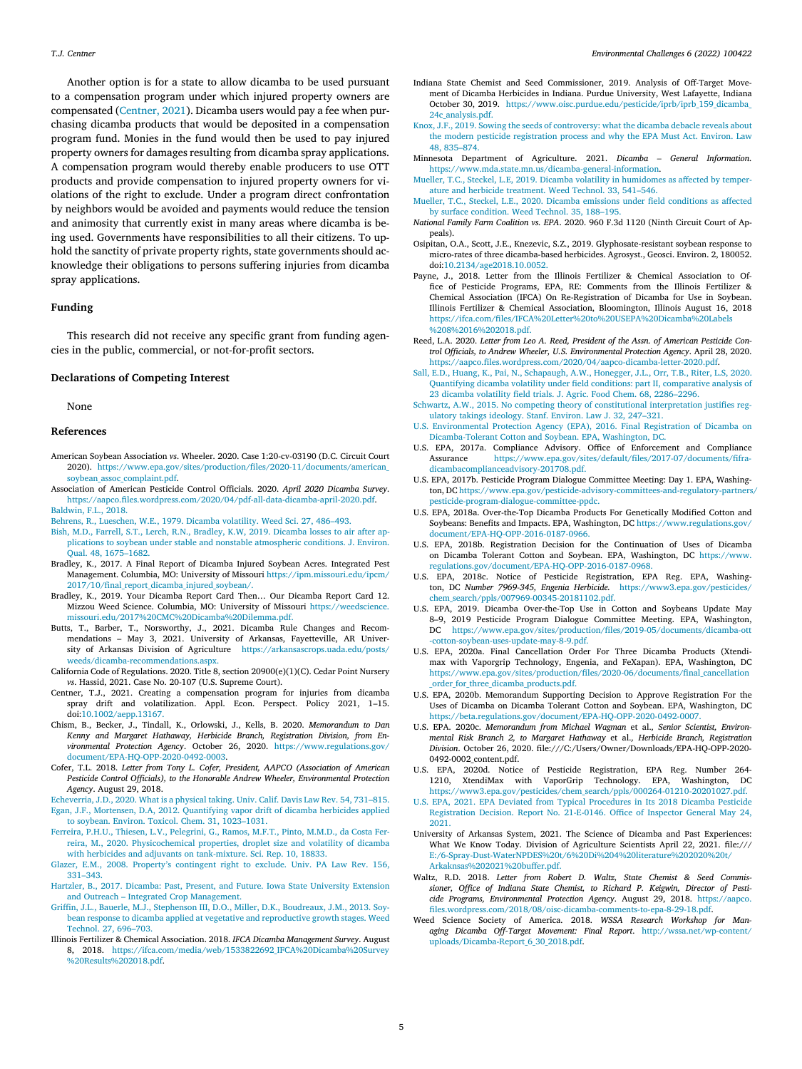Another option is for a state to allow dicamba to be used pursuant to a compensation program under which injured property owners are compensated (Centner, 2021). Dicamba users would pay a fee when purchasing dicamba products that would be deposited in a compensation program fund. Monies in the fund would then be used to pay injured property owners for damages resulting from dicamba spray applications. A compensation program would thereby enable producers to use OTT products and provide compensation to injured property owners for violations of the right to exclude. Under a program direct confrontation by neighbors would be avoided and payments would reduce the tension and animosity that currently exist in many areas where dicamba is being used. Governments have responsibilities to all their citizens. To uphold the sanctity of private property rights, state governments should acknowledge their obligations to persons suffering injuries from dicamba spray applications.

## Funding

This research did not receive any specific grant from funding agencies in the public, commercial, or not-for-profit sectors.

## Declarations of Competing Interest

None

## References

American Soybean Association *vs*. Wheeler. 2020. Case 1:20-cv-03190 (D.C. Circuit Court 2020). https://www.epa.gov/sites/production/files/2020-11/documents/american_soybean_assoc_complaint.pdf.

Association of American Pesticide Control Officials. 2020. *April 2020 Dicamba Survey*. https://aapco.files.wordpress.com/2020/04/pdf-all-data-dicamba-april-2020.pdf.

Baldwin, F.L., 2018.

Behrens, R., Lueschen, W.E., 1979. Dicamba volatility. Weed Sci. 27, 486–493.

Bish, M.D., Farrell, S.T., Lerch, R.N., Bradley, K.W, 2019. Dicamba losses to air after applications to soybean under stable and nonstable atmospheric conditions. J. Environ. Qual. 48, 1675–1682.

Bradley, K., 2017. A Final Report of Dicamba Injured Soybean Acres. Integrated Pest Management. Columbia, MO: University of Missouri https://ipm.missouri.edu/ipcm/2017/10/final_report_dicamba_injured_soybean/.

Bradley, K., 2019. Your Dicamba Report Card Then… Our Dicamba Report Card 12. Mizzou Weed Science. Columbia, MO: University of Missouri https://weedscience.missouri.edu/2017%20CMC%20Dicamba%20Dilemma.pdf.

Butts, T., Barber, T., Norsworthy, J., 2021. Dicamba Rule Changes and Recommendations – May 3, 2021. University of Arkansas, Fayetteville, AR University of Arkansas Division of Agriculture https://arkansascrops.uada.edu/posts/weeds/dicamba-recommendations.aspx.

California Code of Regulations. 2020. Title 8, section 20900(e)(1)(C). Cedar Point Nursery *vs*. Hassid, 2021. Case No. 20-107 (U.S. Supreme Court).

Centner, T.J., 2021. Creating a compensation program for injuries from dicamba spray drift and volatilization. Appl. Econ. Perspect. Policy 2021, 1–15. doi:10.1002/aepp.13167.

Chism, B., Becker, J., Tindall, K., Orlowski, J., Kells, B. 2020. *Memorandum to Dan Kenny and Margaret Hathaway, Herbicide Branch, Registration Division, from Environmental Protection Agency*. October 26, 2020. https://www.regulations.gov/document/EPA-HQ-OPP-2020-0492-0003.

Cofer, T.L. 2018. *Letter from Tony L. Cofer, President, AAPCO (Association of American Pesticide Control Officials), to the Honorable Andrew Wheeler, Environmental Protection Agency*. August 29, 2018.

Echeverria, J.D., 2020. What is a physical taking. Univ. Calif. Davis Law Rev. 54, 731–815.

Egan, J.F., Mortensen, D.A, 2012. Quantifying vapor drift of dicamba herbicides applied to soybean. Environ. Toxicol. Chem. 31, 1023–1031.

Ferreira, P.H.U., Thiesen, L.V., Pelegrini, G., Ramos, M.F.T., Pinto, M.M.D., da Costa Ferreira, M., 2020. Physicochemical properties, droplet size and volatility of dicamba with herbicides and adjuvants on tank-mixture. Sci. Rep. 10, 18833.

Glazer, E.M., 2008. Property's contingent right to exclude. Univ. PA Law Rev. 156, 331–343.

Hartzler, B., 2017. Dicamba: Past, Present, and Future. Iowa State University Extension and Outreach – Integrated Crop Management.

Griffin, J.L., Bauerle, M.J., Stephenson III, D.O., Miller, D.K., Boudreaux, J.M., 2013. Soybean response to dicamba applied at vegetative and reproductive growth stages. Weed Technol. 27, 696–703.

Illinois Fertilizer & Chemical Association. 2018. *IFCA Dicamba Management Survey*. August 8, 2018. https://ifca.com/media/web/1533822692_IFCA%20Dicamba%20Survey%20Results%202018.pdf.

Indiana State Chemist and Seed Commissioner, 2019. Analysis of Off-Target Movement of Dicamba Herbicides in Indiana. Purdue University, West Lafayette, Indiana October 30, 2019. https://www.oisc.purdue.edu/pesticide/iprb/iprb_159_dicamba_24c_analysis.pdf.

Knox, J.F., 2019. Sowing the seeds of controversy: what the dicamba debacle reveals about the modern pesticide registration process and why the EPA Must Act. Environ. Law 48, 835–874.

Minnesota Department of Agriculture. 2021. *Dicamba – General Information*. https://www.mda.state.mn.us/dicamba-general-information.

Mueller, T.C., Steckel, L.E, 2019. Dicamba volatility in humidomes as affected by temperature and herbicide treatment. Weed Technol. 33, 541–546.

Mueller, T.C., Steckel, L.E. 2020. Dicamba emissions under field conditions as affected by surface condition. Weed Technol. 35, 188–195.

*National Family Farm Coalition vs. EPA*. 2020. 960 F.3d 1120 (Ninth Circuit Court of Appeals).

Osipitan, O.A., Scott, J.E., Knezevic, S.Z., 2019. Glyphosate-resistant soybean response to micro-rates of three dicamba-based herbicides. Agrosyst., Geosci. Environ. 2, 180052. doi:10.2134/age2018.10.0052.

Payne, J., 2018. Letter from the Illinois Fertilizer & Chemical Association to Office of Pesticide Programs, EPA, RE: Comments from the Illinois Fertilizer & Chemical Association (IFCA) On Re-Registration of Dicamba for Use in Soybean. Illinois Fertilizer & Chemical Association, Bloomington, Illinois August 16, 2018 https://ifca.com/files/IFCA%20Letter%20to%20USEPA%20Dicamba%20Labels%208%2016%202018.pdf.

Reed, L.A. 2020. *Letter from Leo A. Reed, President of the Assn. of American Pesticide Control Officials, to Andrew Wheeler, U.S. Environmental Protection Agency*. April 28, 2020. https://aapco.files.wordpress.com/2020/04/aapco-dicamba-letter-2020.pdf.

Sall, E.D., Huang, K., Pai, N., Schapaugh, A.W., Honegger, J.L., Orr, T.B., Riter, L.S, 2020. Quantifying dicamba volatility under field conditions: part II, comparative analysis of 23 dicamba volatility field trials. J. Agric. Food Chem. 68, 2286–2296.

Schwartz, A.W., 2015. No competing theory of constitutional interpretation justifies regulatory takings ideology. Stanf. Environ. Law J. 32, 247–321.

U.S. Environmental Protection Agency (EPA), 2016. Final Registration of Dicamba on Dicamba-Tolerant Cotton and Soybean. EPA, Washington, DC.

U.S. EPA, 2017a. Compliance Advisory. Office of Enforcement and Compliance Assurance https://www.epa.gov/sites/default/files/2017-07/documents/fifra-dicambacomplianceadvisory-201708.pdf.

U.S. EPA, 2017b. Pesticide Program Dialogue Committee Meeting: Day 1. EPA, Washington, DC https://www.epa.gov/pesticide-advisory-committees-and-regulatory-partners/pesticide-program-dialogue-committee-ppdc.

U.S. EPA, 2018a. Over-The-Top Dicamba Products For Genetically Modified Cotton and Soybeans: Benefits and Impacts. EPA, Washington, DC https://www.regulations.gov/document/EPA-HQ-OPP-2016-0187-0966.

U.S. EPA, 2018b. Registration Decision for the Continuation of Uses of Dicamba on Dicamba Tolerant Cotton and Soybean. EPA, Washington, DC https://www.regulations.gov/document/EPA-HQ-OPP-2016-0187-0968.

U.S. EPA, 2018c. Notice of Pesticide Registration, EPA Reg. EPA, Washington, DC *Number 7969-345, Engenia Herbicide*. https://www3.epa.gov/pesticides/chem_search/ppls/007969-00345-20181102.pdf.

U.S. EPA, 2019. Dicamba Over-the-Top Use in Cotton and Soybeans Update May 8–9, 2019 Pesticide Program Dialogue Committee Meeting. EPA, Washington, DC https://www.epa.gov/sites/production/files/2019-05/documents/dicamba-ott-cotton-soybean-uses-update-may-8-9.pdf.

U.S. EPA, 2020a. Final Cancellation Order For Three Dicamba Products (Xtendimax with Vaporgrip Technology, Engenia, and FeXapan). EPA, Washington, DC https://www.epa.gov/sites/production/files/2020-06/documents/final_cancellation_order_for_three_dicamba_products.pdf.

U.S. EPA, 2020b. Memorandum Supporting Decision to Approve Registration For the Uses of Dicamba on Dicamba Tolerant Cotton and Soybean. EPA, Washington, DC https://beta.regulations.gov/document/EPA-HQ-OPP-2020-0492-0007.

U.S. EPA. 2020c. *Memorandum from Michael Wagman et al., Senior Scientist, Environmental Risk Branch 2, to Margaret Hathaway et al., Herbicide Branch, Registration Division*. October 26, 2020. file:///C:/Users/Owner/Downloads/EPA-HQ-OPP-2020-0492-0002_content.pdf.

U.S. EPA, 2020d. Notice of Pesticide Registration, EPA Reg. Number 264-1210, XtendiMax with VaporGrip Technology. EPA, Washington, DC https://www3.epa.gov/pesticides/chem_search/ppls/000264-01210-20201027.pdf.

U.S. EPA, 2021. EPA Deviated from Typical Procedures in Its 2018 Dicamba Pesticide Registration Decision. Report No. 21-E-0146. Office of Inspector General May 24, 2021.

University of Arkansas System, 2021. The Science of Dicamba and Past Experiences: What We Know Today. Division of Agriculture Scientists April 22, 2021. file:///E:/6-Spray-Dust-WaterNPDES%20t/6%20Di%204%20literature%202020%20t/Arkaknsas%202021%20buffer.pdf.

Waltz, R.D. 2018. *Letter from Robert D. Waltz, State Chemist & Seed Commissioner, Office of Indiana State Chemist, to Richard P. Keigwin, Director of Pesticide Programs, Environmental Protection Agency*. August 29, 2018. https://aapco.files.wordpress.com/2018/08/oisc-dicamba-comments-to-epa-8-29-18.pdf.

Weed Science Society of America. 2018. *WSSA Research Workshop for Managing Dicamba Off-Target Movement: Final Report*. http://wssa.net/wp-content/uploads/Dicamba-Report_6_30_2018.pdf.